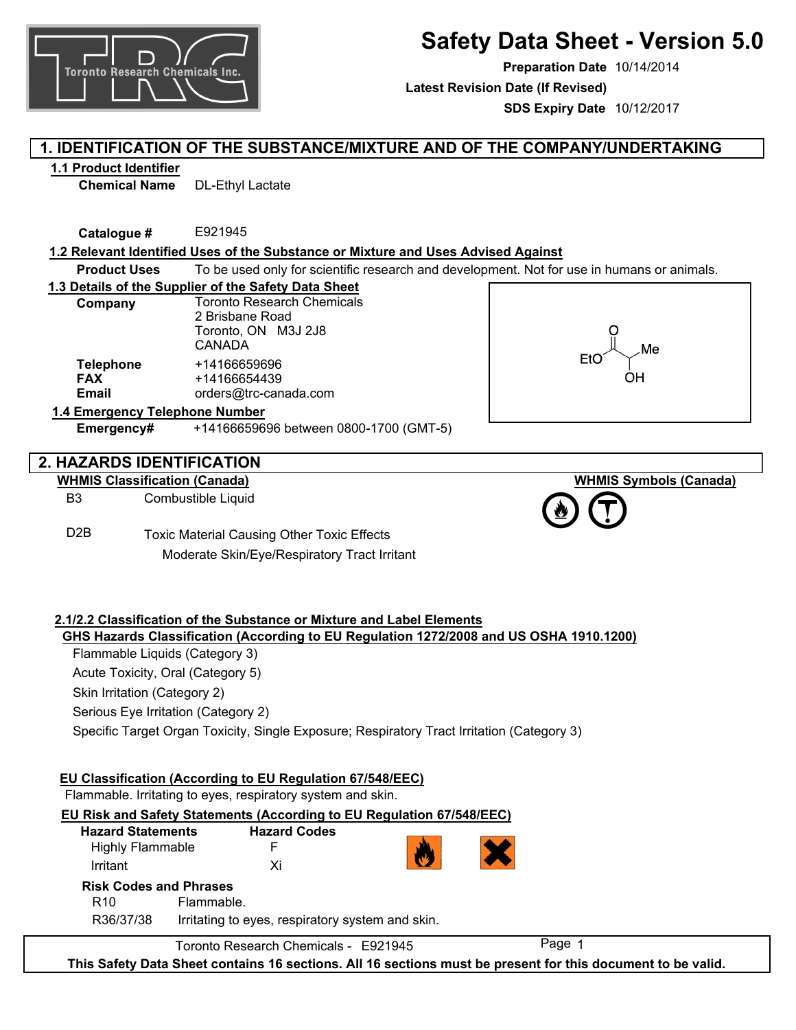# Safety Data Sheet - Version 5.0

**Preparation Date** 10/14/2014

**Latest Revision Date (If Revised)**

**SDS Expiry Date** 10/12/2017

## 1. IDENTIFICATION OF THE SUBSTANCE/MIXTURE AND OF THE COMPANY/UNDERTAKING

### 1.1 Product Identifier

**Chemical Name** DL-Ethyl Lactate

**Catalogue #** E921945

### 1.2 Relevant Identified Uses of the Substance or Mixture and Uses Advised Against

**Product Uses** To be used only for scientific research and development. Not for use in humans or animals.

### 1.3 Details of the Supplier of the Safety Data Sheet

**Company** Toronto Research Chemicals
2 Brisbane Road
Toronto, ON M3J 2J8
CANADA

**Telephone** +14166659696
**FAX** +14166654439
**Email** orders@trc-canada.com

### 1.4 Emergency Telephone Number

**Emergency#** +14166659696 between 0800-1700 (GMT-5)

## 2. HAZARDS IDENTIFICATION

**WHMIS Classification (Canada)**

B3 Combustible Liquid

D2B Toxic Material Causing Other Toxic Effects
Moderate Skin/Eye/Respiratory Tract Irritant

**WHMIS Symbols (Canada)**

### 2.1/2.2 Classification of the Substance or Mixture and Label Elements

**GHS Hazards Classification (According to EU Regulation 1272/2008 and US OSHA 1910.1200)**

Flammable Liquids (Category 3)
Acute Toxicity, Oral (Category 5)
Skin Irritation (Category 2)
Serious Eye Irritation (Category 2)
Specific Target Organ Toxicity, Single Exposure; Respiratory Tract Irritation (Category 3)

**EU Classification (According to EU Regulation 67/548/EEC)**

Flammable. Irritating to eyes, respiratory system and skin.

**EU Risk and Safety Statements (According to EU Regulation 67/548/EEC)**

| Hazard Statements | Hazard Codes |
|---|---|
| Highly Flammable | F |
| Irritant | Xi |

**Risk Codes and Phrases**

R10 Flammable.
R36/37/38 Irritating to eyes, respiratory system and skin.

This Safety Data Sheet contains 16 sections. All 16 sections must be present for this document to be valid.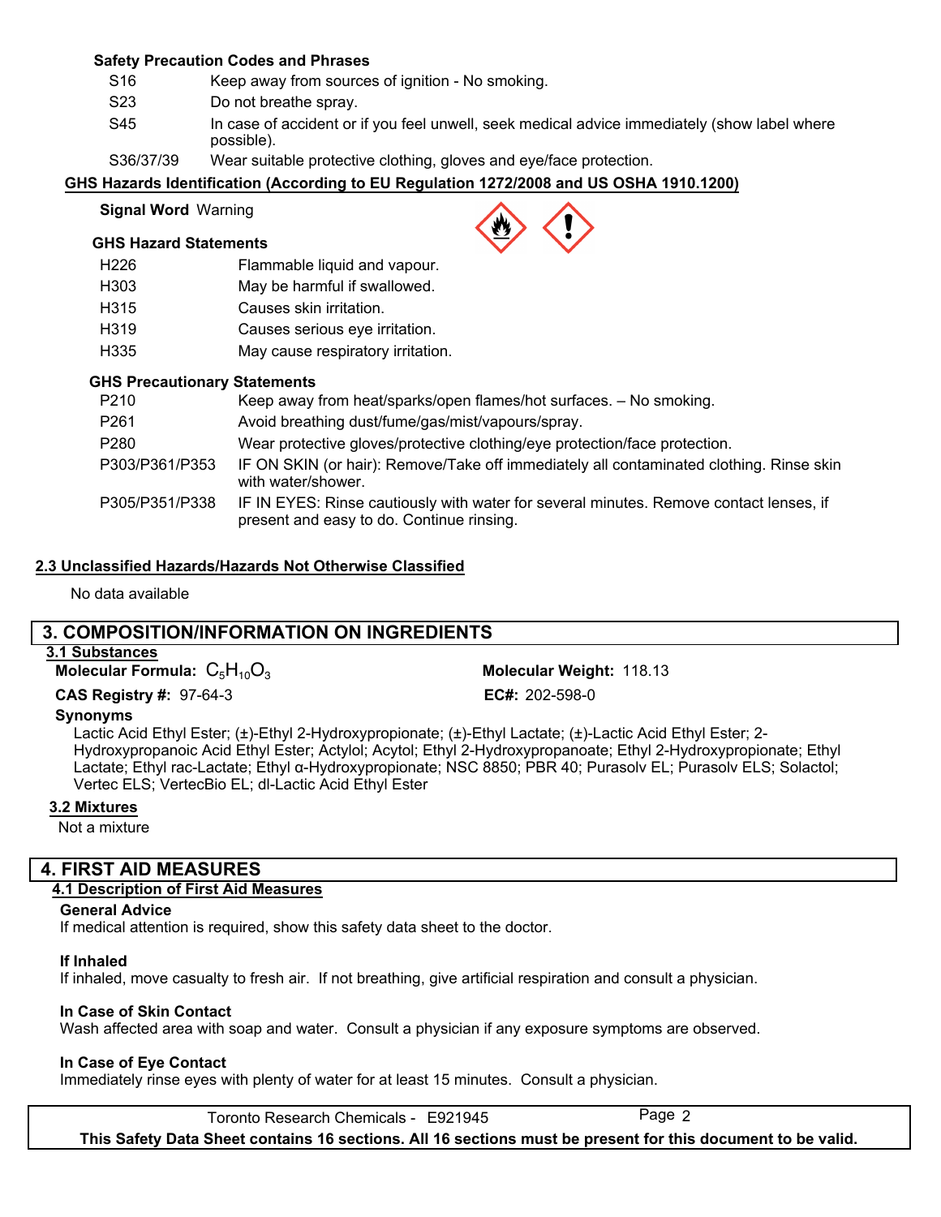**Safety Precaution Codes and Phrases**

| | |
|---|---|
| S16 | Keep away from sources of ignition - No smoking. |
| S23 | Do not breathe spray. |
| S45 | In case of accident or if you feel unwell, seek medical advice immediately (show label where possible). |
| S36/37/39 | Wear suitable protective clothing, gloves and eye/face protection. |

**GHS Hazards Identification (According to EU Regulation 1272/2008 and US OSHA 1910.1200)**

**Signal Word** Warning

**GHS Hazard Statements**

| | |
|---|---|
| H226 | Flammable liquid and vapour. |
| H303 | May be harmful if swallowed. |
| H315 | Causes skin irritation. |
| H319 | Causes serious eye irritation. |
| H335 | May cause respiratory irritation. |

**GHS Precautionary Statements**

| | |
|---|---|
| P210 | Keep away from heat/sparks/open flames/hot surfaces. – No smoking. |
| P261 | Avoid breathing dust/fume/gas/mist/vapours/spray. |
| P280 | Wear protective gloves/protective clothing/eye protection/face protection. |
| P303/P361/P353 | IF ON SKIN (or hair): Remove/Take off immediately all contaminated clothing. Rinse skin with water/shower. |
| P305/P351/P338 | IF IN EYES: Rinse cautiously with water for several minutes. Remove contact lenses, if present and easy to do. Continue rinsing. |

**2.3 Unclassified Hazards/Hazards Not Otherwise Classified**

No data available

## 3. COMPOSITION/INFORMATION ON INGREDIENTS

**3.1 Substances**

**Molecular Formula:** $C_5H_{10}O_3$

**Molecular Weight:** 118.13

**CAS Registry #:** 97-64-3

**EC#:** 202-598-0

**Synonyms**

Lactic Acid Ethyl Ester; (±)-Ethyl 2-Hydroxypropionate; (±)-Ethyl Lactate; (±)-Lactic Acid Ethyl Ester; 2-Hydroxypropanoic Acid Ethyl Ester; Actylol; Acytol; Ethyl 2-Hydroxypropanoate; Ethyl 2-Hydroxypropionate; Ethyl Lactate; Ethyl rac-Lactate; Ethyl α-Hydroxypropionate; NSC 8850; PBR 40; Purasolv EL; Purasolv ELS; Solactol; Vertec ELS; VertecBio EL; dl-Lactic Acid Ethyl Ester

**3.2 Mixtures**

Not a mixture

## 4. FIRST AID MEASURES

**4.1 Description of First Aid Measures**

**General Advice**

If medical attention is required, show this safety data sheet to the doctor.

**If Inhaled**

If inhaled, move casualty to fresh air. If not breathing, give artificial respiration and consult a physician.

**In Case of Skin Contact**

Wash affected area with soap and water. Consult a physician if any exposure symptoms are observed.

**In Case of Eye Contact**

Immediately rinse eyes with plenty of water for at least 15 minutes. Consult a physician.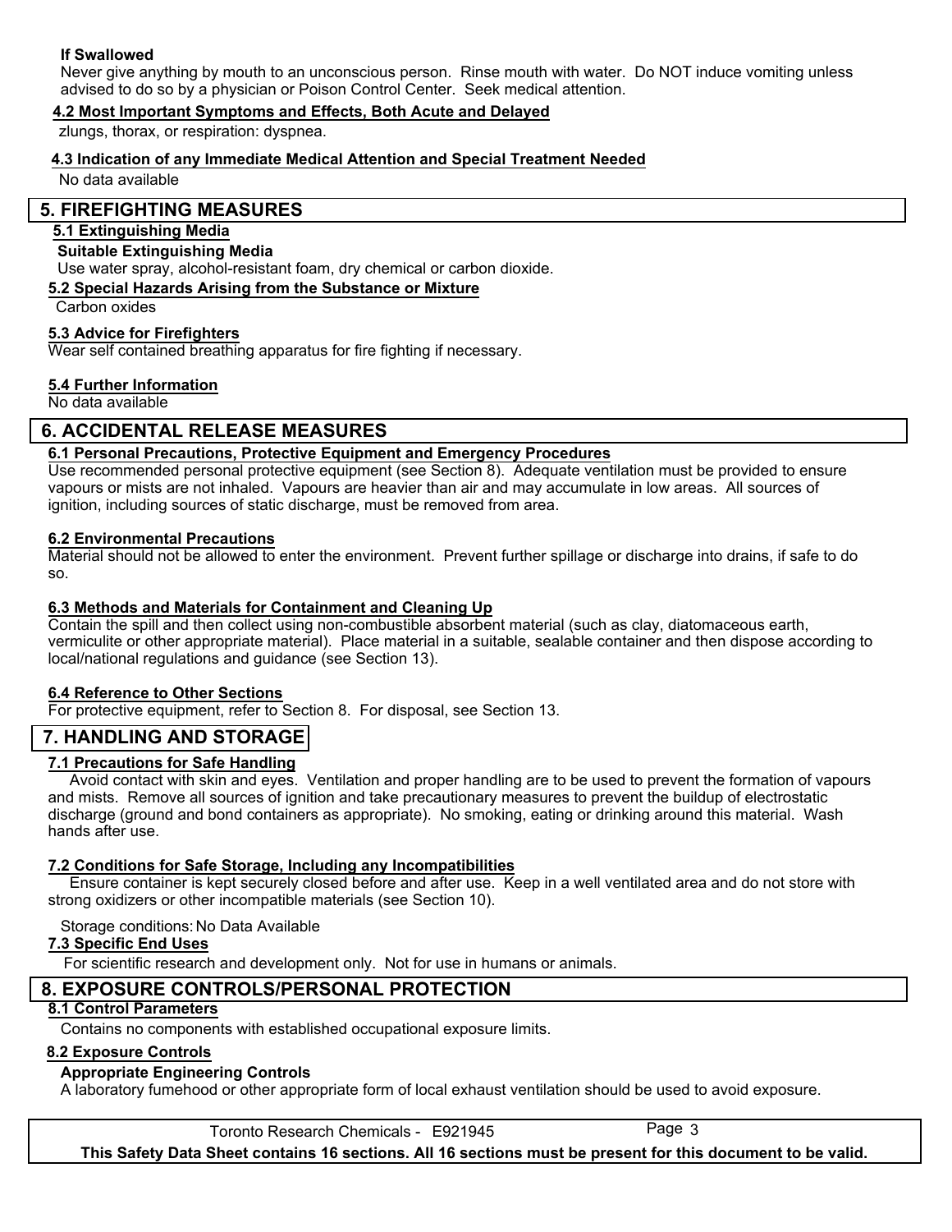**If Swallowed**

Never give anything by mouth to an unconscious person. Rinse mouth with water. Do NOT induce vomiting unless advised to do so by a physician or Poison Control Center. Seek medical attention.

### 4.2 Most Important Symptoms and Effects, Both Acute and Delayed

zlungs, thorax, or respiration: dyspnea.

### 4.3 Indication of any Immediate Medical Attention and Special Treatment Needed

No data available

## 5. FIREFIGHTING MEASURES

### 5.1 Extinguishing Media

**Suitable Extinguishing Media**

Use water spray, alcohol-resistant foam, dry chemical or carbon dioxide.

### 5.2 Special Hazards Arising from the Substance or Mixture

Carbon oxides

### 5.3 Advice for Firefighters

Wear self contained breathing apparatus for fire fighting if necessary.

### 5.4 Further Information

No data available

## 6. ACCIDENTAL RELEASE MEASURES

### 6.1 Personal Precautions, Protective Equipment and Emergency Procedures

Use recommended personal protective equipment (see Section 8). Adequate ventilation must be provided to ensure vapours or mists are not inhaled. Vapours are heavier than air and may accumulate in low areas. All sources of ignition, including sources of static discharge, must be removed from area.

### 6.2 Environmental Precautions

Material should not be allowed to enter the environment. Prevent further spillage or discharge into drains, if safe to do so.

### 6.3 Methods and Materials for Containment and Cleaning Up

Contain the spill and then collect using non-combustible absorbent material (such as clay, diatomaceous earth, vermiculite or other appropriate material). Place material in a suitable, sealable container and then dispose according to local/national regulations and guidance (see Section 13).

### 6.4 Reference to Other Sections

For protective equipment, refer to Section 8. For disposal, see Section 13.

## 7. HANDLING AND STORAGE

### 7.1 Precautions for Safe Handling

Avoid contact with skin and eyes. Ventilation and proper handling are to be used to prevent the formation of vapours and mists. Remove all sources of ignition and take precautionary measures to prevent the buildup of electrostatic discharge (ground and bond containers as appropriate). No smoking, eating or drinking around this material. Wash hands after use.

### 7.2 Conditions for Safe Storage, Including any Incompatibilities

Ensure container is kept securely closed before and after use. Keep in a well ventilated area and do not store with strong oxidizers or other incompatible materials (see Section 10).

Storage conditions: No Data Available

### 7.3 Specific End Uses

For scientific research and development only. Not for use in humans or animals.

## 8. EXPOSURE CONTROLS/PERSONAL PROTECTION

### 8.1 Control Parameters

Contains no components with established occupational exposure limits.

### 8.2 Exposure Controls

**Appropriate Engineering Controls**

A laboratory fumehood or other appropriate form of local exhaust ventilation should be used to avoid exposure.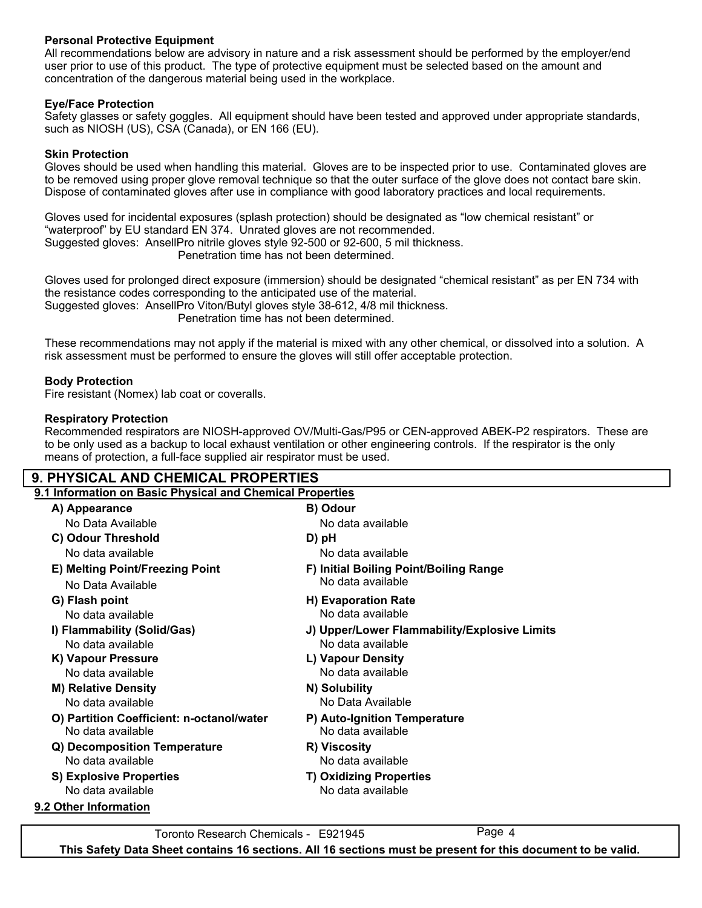**Personal Protective Equipment**

All recommendations below are advisory in nature and a risk assessment should be performed by the employer/end user prior to use of this product. The type of protective equipment must be selected based on the amount and concentration of the dangerous material being used in the workplace.

**Eye/Face Protection**

Safety glasses or safety goggles. All equipment should have been tested and approved under appropriate standards, such as NIOSH (US), CSA (Canada), or EN 166 (EU).

**Skin Protection**

Gloves should be used when handling this material. Gloves are to be inspected prior to use. Contaminated gloves are to be removed using proper glove removal technique so that the outer surface of the glove does not contact bare skin. Dispose of contaminated gloves after use in compliance with good laboratory practices and local requirements.

Gloves used for incidental exposures (splash protection) should be designated as “low chemical resistant” or “waterproof” by EU standard EN 374. Unrated gloves are not recommended.
Suggested gloves: AnsellPro nitrile gloves style 92-500 or 92-600, 5 mil thickness.
Penetration time has not been determined.

Gloves used for prolonged direct exposure (immersion) should be designated “chemical resistant” as per EN 734 with the resistance codes corresponding to the anticipated use of the material.
Suggested gloves: AnsellPro Viton/Butyl gloves style 38-612, 4/8 mil thickness.
Penetration time has not been determined.

These recommendations may not apply if the material is mixed with any other chemical, or dissolved into a solution. A risk assessment must be performed to ensure the gloves will still offer acceptable protection.

**Body Protection**

Fire resistant (Nomex) lab coat or coveralls.

**Respiratory Protection**

Recommended respirators are NIOSH-approved OV/Multi-Gas/P95 or CEN-approved ABEK-P2 respirators. These are to be only used as a backup to local exhaust ventilation or other engineering controls. If the respirator is the only means of protection, a full-face supplied air respirator must be used.

## 9. PHYSICAL AND CHEMICAL PROPERTIES

### 9.1 Information on Basic Physical and Chemical Properties

**A) Appearance**
No Data Available

**B) Odour**
No data available

**C) Odour Threshold**
No data available

**D) pH**
No data available

**E) Melting Point/Freezing Point**
No Data Available

**F) Initial Boiling Point/Boiling Range**
No data available

**G) Flash point**
No data available

**H) Evaporation Rate**
No data available

**I) Flammability (Solid/Gas)**
No data available

**J) Upper/Lower Flammability/Explosive Limits**
No data available

**K) Vapour Pressure**
No data available

**L) Vapour Density**
No data available

**M) Relative Density**
No data available

**N) Solubility**
No Data Available

**O) Partition Coefficient: n-octanol/water**
No data available

**P) Auto-Ignition Temperature**
No data available

**Q) Decomposition Temperature**
No data available

**R) Viscosity**
No data available

**S) Explosive Properties**
No data available

**T) Oxidizing Properties**
No data available

### 9.2 Other Information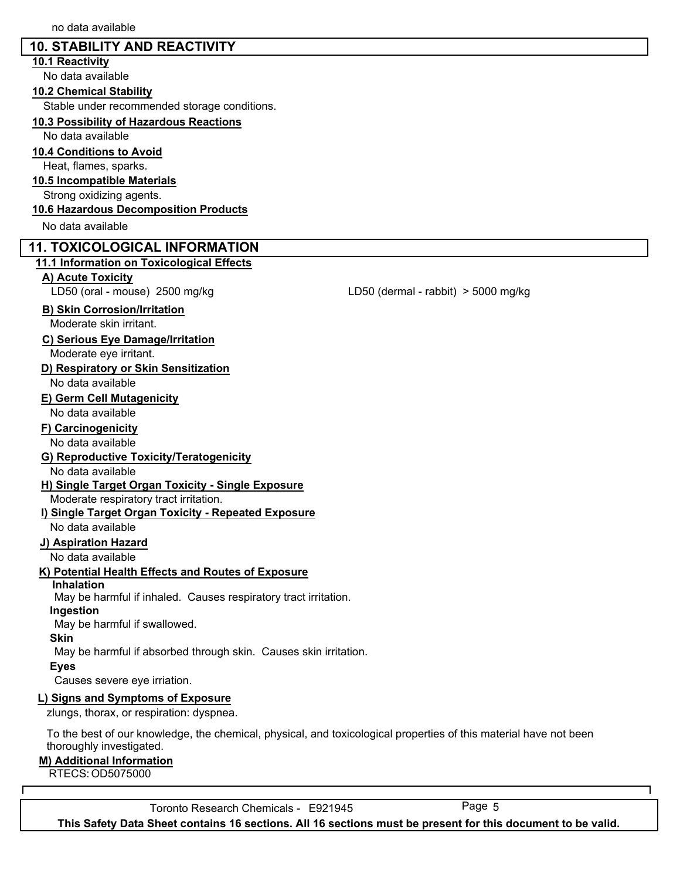no data available

## 10. STABILITY AND REACTIVITY

### 10.1 Reactivity

No data available

### 10.2 Chemical Stability

Stable under recommended storage conditions.

### 10.3 Possibility of Hazardous Reactions

No data available

### 10.4 Conditions to Avoid

Heat, flames, sparks.

### 10.5 Incompatible Materials

Strong oxidizing agents.

### 10.6 Hazardous Decomposition Products

No data available

## 11. TOXICOLOGICAL INFORMATION

### 11.1 Information on Toxicological Effects

**A) Acute Toxicity**

LD50 (oral - mouse) 2500 mg/kg

LD50 (dermal - rabbit) > 5000 mg/kg

**B) Skin Corrosion/Irritation**

Moderate skin irritant.

**C) Serious Eye Damage/Irritation**

Moderate eye irritant.

**D) Respiratory or Skin Sensitization**

No data available

**E) Germ Cell Mutagenicity**

No data available

**F) Carcinogenicity**

No data available

**G) Reproductive Toxicity/Teratogenicity**

No data available

**H) Single Target Organ Toxicity - Single Exposure**

Moderate respiratory tract irritation.

**I) Single Target Organ Toxicity - Repeated Exposure**

No data available

**J) Aspiration Hazard**

No data available

**K) Potential Health Effects and Routes of Exposure**

**Inhalation**

May be harmful if inhaled. Causes respiratory tract irritation.

**Ingestion**

May be harmful if swallowed.

**Skin**

May be harmful if absorbed through skin. Causes skin irritation.

**Eyes**

Causes severe eye irriation.

**L) Signs and Symptoms of Exposure**

zlungs, thorax, or respiration: dyspnea.

To the best of our knowledge, the chemical, physical, and toxicological properties of this material have not been thoroughly investigated.

**M) Additional Information**

RTECS: OD5075000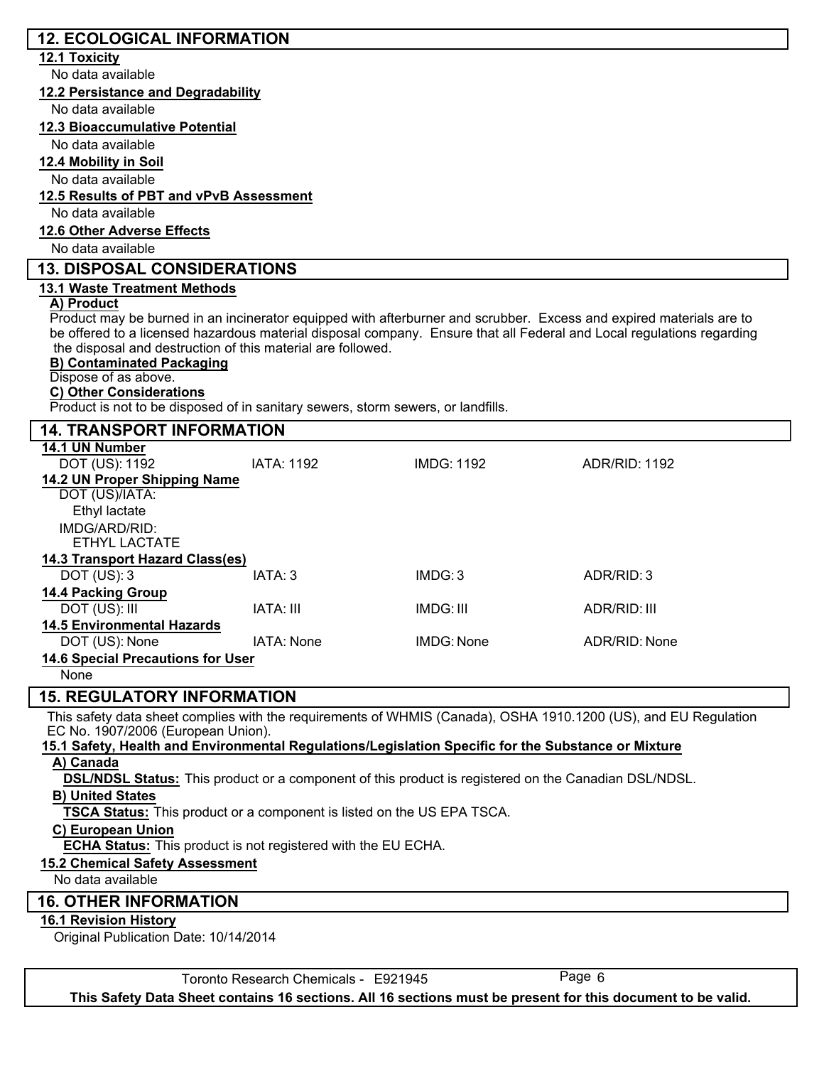## 12. ECOLOGICAL INFORMATION

**12.1 Toxicity**

No data available

**12.2 Persistance and Degradability**

No data available

**12.3 Bioaccumulative Potential**

No data available

**12.4 Mobility in Soil**

No data available

**12.5 Results of PBT and vPvB Assessment**

No data available

**12.6 Other Adverse Effects**

No data available

## 13. DISPOSAL CONSIDERATIONS

**13.1 Waste Treatment Methods**

**A) Product**

Product may be burned in an incinerator equipped with afterburner and scrubber. Excess and expired materials are to be offered to a licensed hazardous material disposal company. Ensure that all Federal and Local regulations regarding the disposal and destruction of this material are followed.

**B) Contaminated Packaging**

Dispose of as above.

**C) Other Considerations**

Product is not to be disposed of in sanitary sewers, storm sewers, or landfills.

## 14. TRANSPORT INFORMATION

**14.1 UN Number**

| DOT (US): 1192 | IATA: 1192 | IMDG: 1192 | ADR/RID: 1192 |
|---|---|---|---|

**14.2 UN Proper Shipping Name**

DOT (US)/IATA:

Ethyl lactate

IMDG/ARD/RID:

ETHYL LACTATE

**14.3 Transport Hazard Class(es)**

| DOT (US): 3 | IATA: 3 | IMDG: 3 | ADR/RID: 3 |
|---|---|---|---|

**14.4 Packing Group**

| DOT (US): III | IATA: III | IMDG: III | ADR/RID: III |
|---|---|---|---|

**14.5 Environmental Hazards**

| DOT (US): None | IATA: None | IMDG: None | ADR/RID: None |
|---|---|---|---|

**14.6 Special Precautions for User**

None

## 15. REGULATORY INFORMATION

This safety data sheet complies with the requirements of WHMIS (Canada), OSHA 1910.1200 (US), and EU Regulation EC No. 1907/2006 (European Union).

**15.1 Safety, Health and Environmental Regulations/Legislation Specific for the Substance or Mixture**

**A) Canada**

**DSL/NDSL Status:** This product or a component of this product is registered on the Canadian DSL/NDSL.

**B) United States**

**TSCA Status:** This product or a component is listed on the US EPA TSCA.

**C) European Union**

**ECHA Status:** This product is not registered with the EU ECHA.

**15.2 Chemical Safety Assessment**

No data available

## 16. OTHER INFORMATION

**16.1 Revision History**

Original Publication Date: 10/14/2014

Toronto Research Chemicals - E921945

**This Safety Data Sheet contains 16 sections. All 16 sections must be present for this document to be valid.**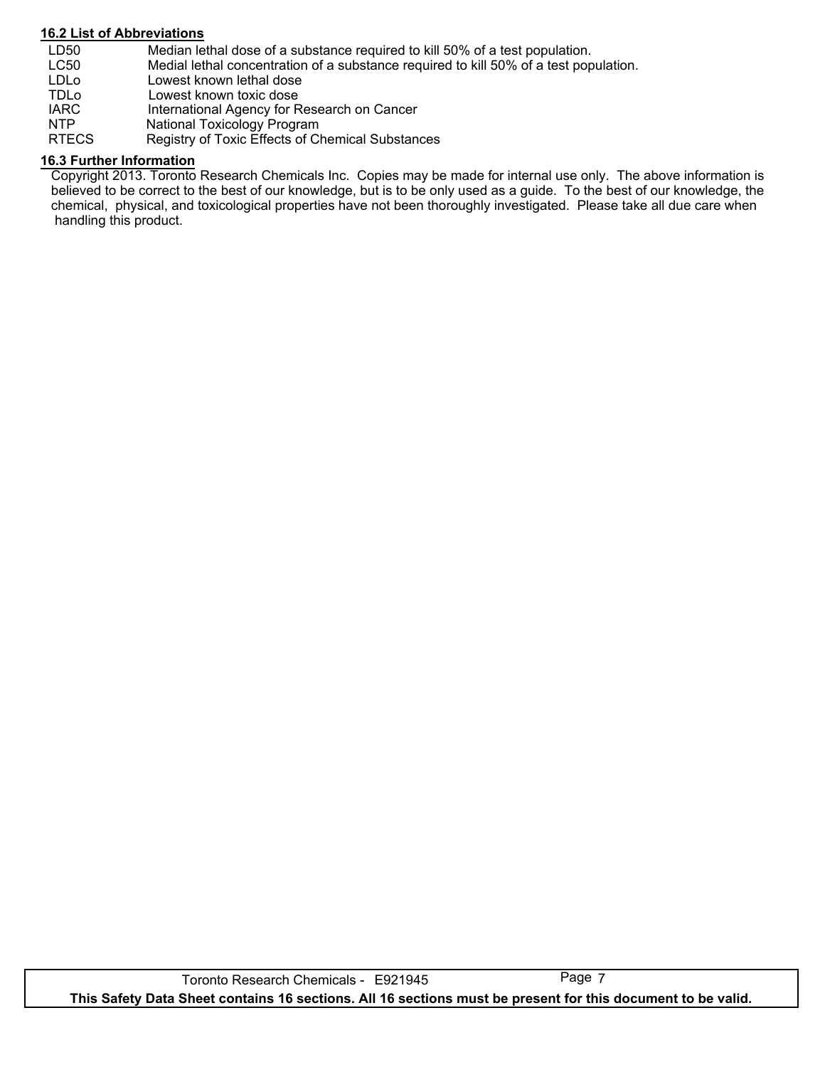### 16.2 List of Abbreviations

| | |
|---|---|
| LD50 | Median lethal dose of a substance required to kill 50% of a test population. |
| LC50 | Medial lethal concentration of a substance required to kill 50% of a test population. |
| LDLo | Lowest known lethal dose |
| TDLo | Lowest known toxic dose |
| IARC | International Agency for Research on Cancer |
| NTP | National Toxicology Program |
| RTECS | Registry of Toxic Effects of Chemical Substances |

### 16.3 Further Information

Copyright 2013. Toronto Research Chemicals Inc. Copies may be made for internal use only. The above information is believed to be correct to the best of our knowledge, but is to be only used as a guide. To the best of our knowledge, the chemical, physical, and toxicological properties have not been thoroughly investigated. Please take all due care when handling this product.